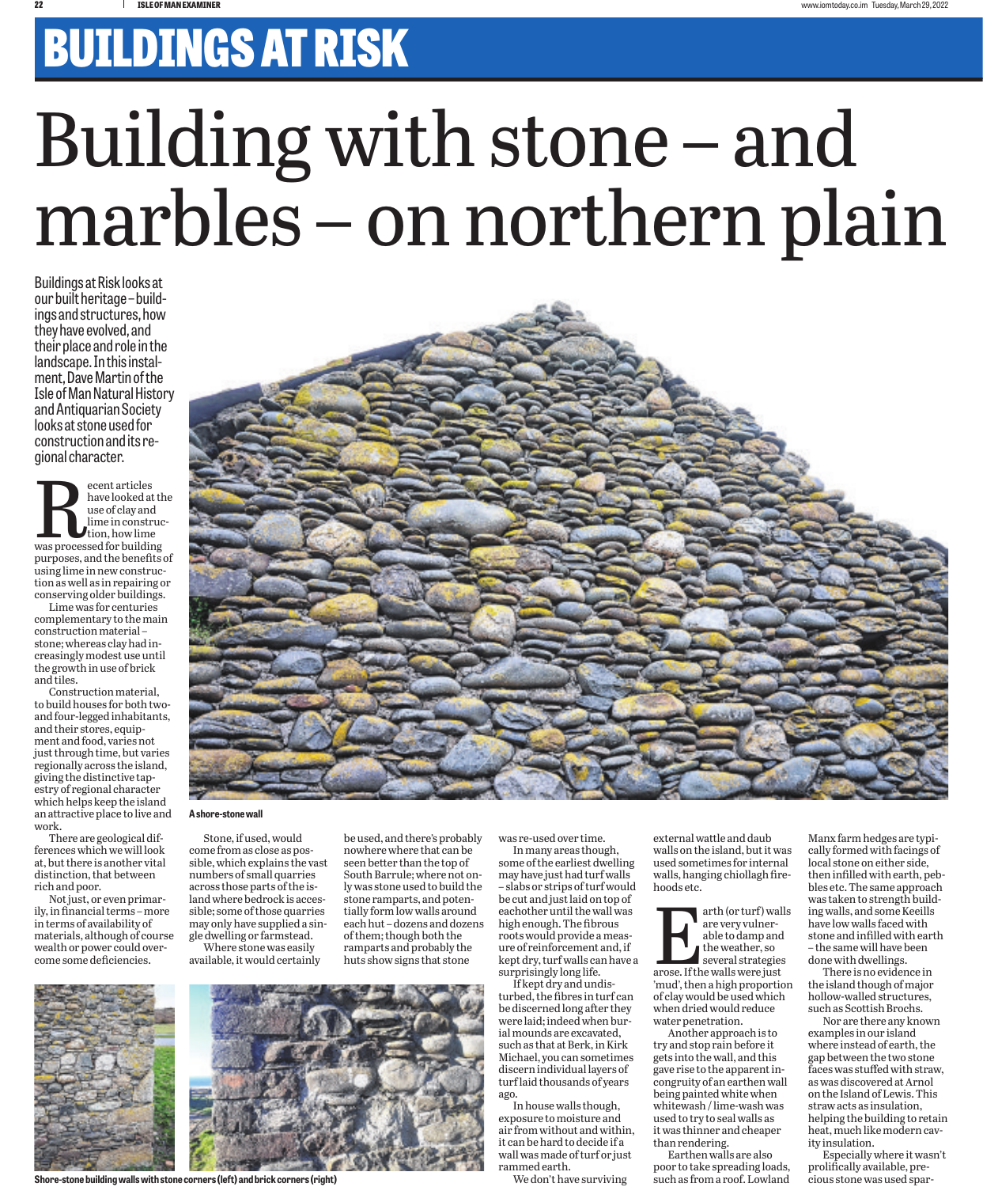# BUILDINGS AT RISK

# Building with stone – and marbles – on northern plain

**Buildings at Risk looks at our built heritage – buildings and structures, how they have evolved, and their place and role in the landscape. In this instalment, Dave Martin of the Isle of Man Natural History and Antiquarian Society looks at stone used for construction and its regional character.**

A shore-stone wall

Recent articles have looked at the use of clay and lime in construction, how lime was processed for building purposes, and the benefits of using lime in new construction as well as in repairing or conserving older buildings.

Lime was for centuries complementary to the main construction material – stone; whereas clay had increasingly modest use until the growth in use of brick and tiles.

Construction material, to build houses for both two- and four-legged inhabitants, and their stores, equipment and food, varies not just through time, but varies regionally across the island, giving the distinctive tapestry of regional character which helps keep the island an attractive place to live and work.

There are geological differences which we will look at, but there is another vital distinction, that between rich and poor.

Not just, or even primarily, in financial terms – more in terms of availability of materials, although of course wealth or power could overcome some deficiencies.

Stone, if used, would come from as close as possible, which explains the vast numbers of small quarries across those parts of the island where bedrock is accessible; some of those quarries may only have supplied a single dwelling or farmstead.

Where stone was easily available, it would certainly be used, and there's probably nowhere where that can be seen better than the top of South Barrule; where not only was stone used to build the stone ramparts, and potentially form low walls around each hut – dozens and dozens of them; though both the ramparts and probably the huts show signs that stone was re-used over time.

In many areas though, some of the earliest dwelling may have just had turf walls – slabs or strips of turf would be cut and just laid on top of eachother until the wall was high enough. The fibrous roots would provide a measure of reinforcement and, if kept dry, turf walls can have a surprisingly long life.

If kept dry and undisturbed, the fibres in turf can be discerned long after they were laid; indeed when burial mounds are excavated, such as that at Berk, in Kirk Michael, you can sometimes discern individual layers of turf laid thousands of years ago.

In house walls though, exposure to moisture and air from without and within, it can be hard to decide if a wall was made of turf or just rammed earth.

We don't have surviving external wattle and daub walls on the island, but it was used sometimes for internal walls, hanging chiollagh firehoods etc.

Earth (or turf) walls are very vulnerable to damp and the weather, so several strategies arose. If the walls were just 'mud', then a high proportion of clay would be used which when dried would reduce water penetration.

Another approach is to try and stop rain before it gets into the wall, and this gave rise to the apparent incongruity of an earthen wall being painted white when whitewash / lime-wash was used to try to seal walls as it was thinner and cheaper than rendering.

Earthen walls are also poor to take spreading loads, such as from a roof. Lowland Manx farm hedges are typically formed with facings of local stone on either side, then infilled with earth, pebbles etc. The same approach was taken to strength building walls, and some Keeills have low walls faced with stone and infilled with earth – the same will have been done with dwellings.

There is no evidence in the island though of major hollow-walled structures, such as Scottish Brochs.

Nor are there any known examples in our island where instead of earth, the gap between the two stone faces was stuffed with straw, as was discovered at Arnol on the Island of Lewis. This straw acts as insulation, helping the building to retain heat, much like modern cavity insulation.

Especially where it wasn't prolifically available, precious stone was used spar-

Shore-stone building walls with stone corners (left) and brick corners (right)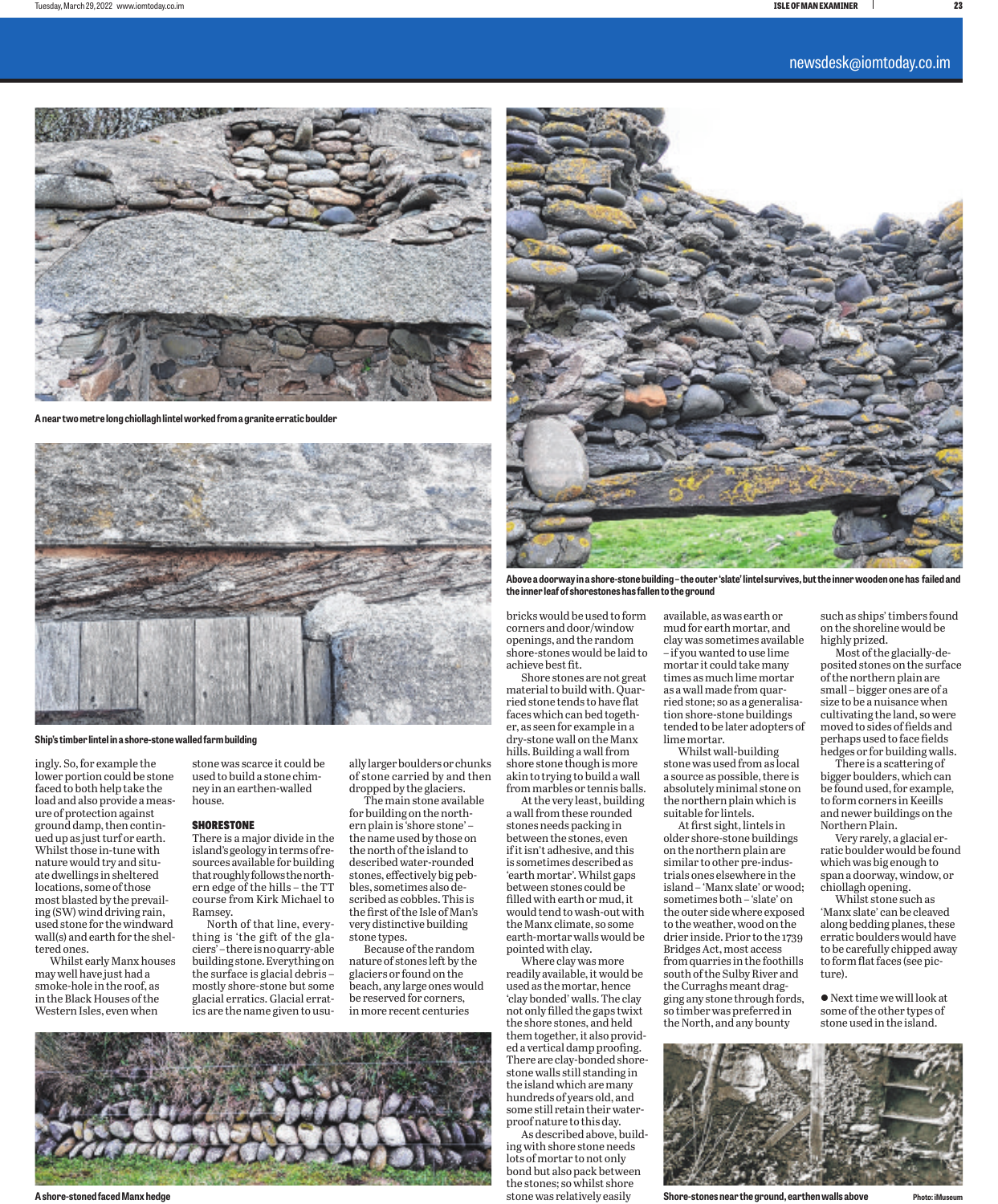A near two metre long chiollagh lintel worked from a granite erratic boulder

Above a doorway in a shore-stone building – the outer 'slate' lintel survives, but the inner wooden one has failed and the inner leaf of shorestones has fallen to the ground

Ship's timber lintel in a shore-stone walled farm building

ingly. So, for example the lower portion could be stone faced to both help take the load and also provide a measure of protection against ground damp, then continued up as just turf or earth. Whilst those in-tune with nature would try and situate dwellings in sheltered locations, some of those most blasted by the prevailing (SW) wind driving rain, used stone for the windward wall(s) and earth for the sheltered ones.

Whilst early Manx houses may well have just had a smoke-hole in the roof, as in the Black Houses of the Western Isles, even when stone was scarce it could be used to build a stone chimney in an earthen-walled house.

## SHORESTONE

There is a major divide in the island's geology in terms of resources available for building that roughly follows the northern edge of the hills – the TT course from Kirk Michael to Ramsey.

North of that line, everything is 'the gift of the glaciers' – there is no quarry-able building stone. Everything on the surface is glacial debris – mostly shore-stone but some glacial erratics. Glacial erratics are the name given to usually larger boulders or chunks of stone carried by and then dropped by the glaciers.

The main stone available for building on the northern plain is 'shore stone' – the name used by those on the north of the island to described water-rounded stones, effectively big pebbles, sometimes also described as cobbles. This is the first of the Isle of Man's very distinctive building stone types.

Because of the random nature of stones left by the glaciers or found on the beach, any large ones would be reserved for corners, in more recent centuries bricks would be used to form corners and door/window openings, and the random shore-stones would be laid to achieve best fit.

Shore stones are not great material to build with. Quarried stone tends to have flat faces which can bed together, as seen for example in a dry-stone wall on the Manx hills. Building a wall from shore stone though is more akin to trying to build a wall from marbles or tennis balls.

At the very least, building a wall from these rounded stones needs packing in between the stones, even if it isn't adhesive, and this is sometimes described as 'earth mortar'. Whilst gaps between stones could be filled with earth or mud, it would tend to wash-out with the Manx climate, so some earth-mortar walls would be pointed with clay.

Where clay was more readily available, it would be used as the mortar, hence 'clay bonded' walls. The clay not only filled the gaps twixt the shore stones, and held them together, it also provided a vertical damp proofing. There are clay-bonded shore-stone walls still standing in the island which are many hundreds of years old, and some still retain their waterproof nature to this day.

As described above, building with shore stone needs lots of mortar to not only bond but also pack between the stones; so whilst shore stone was relatively easily available, as was earth or mud for earth mortar, and clay was sometimes available – if you wanted to use lime mortar it could take many times as much lime mortar as a wall made from quarried stone; so as a generalisation shore-stone buildings tended to be later adopters of lime mortar.

Whilst wall-building stone was used from as local a source as possible, there is absolutely minimal stone on the northern plain which is suitable for lintels.

At first sight, lintels in older shore-stone buildings on the northern plain are similar to other pre-industrials ones elsewhere in the island – 'Manx slate' or wood; sometimes both – 'slate' on the outer side where exposed to the weather, wood on the drier inside. Prior to the 1739 Bridges Act, most access from quarries in the foothills south of the Sulby River and the Curraghs meant dragging any stone through fords, so timber was preferred in the North, and any bounty such as ships' timbers found on the shoreline would be highly prized.

Most of the glacially-deposited stones on the surface of the northern plain are small – bigger ones are of a size to be a nuisance when cultivating the land, so were moved to sides of fields and perhaps used to face fields hedges or for building walls.

There is a scattering of bigger boulders, which can be found used, for example, to form corners in Keeills and newer buildings on the Northern Plain.

Very rarely, a glacial erratic boulder would be found which was big enough to span a doorway, window, or chiollagh opening.

Whilst stone such as 'Manx slate' can be cleaved along bedding planes, these erratic boulders would have to be carefully chipped away to form flat faces (see picture).

- Next time we will look at some of the other types of stone used in the island.

A shore-stoned faced Manx hedge

Shore-stones near the ground, earthen walls above

Photo: iMuseum